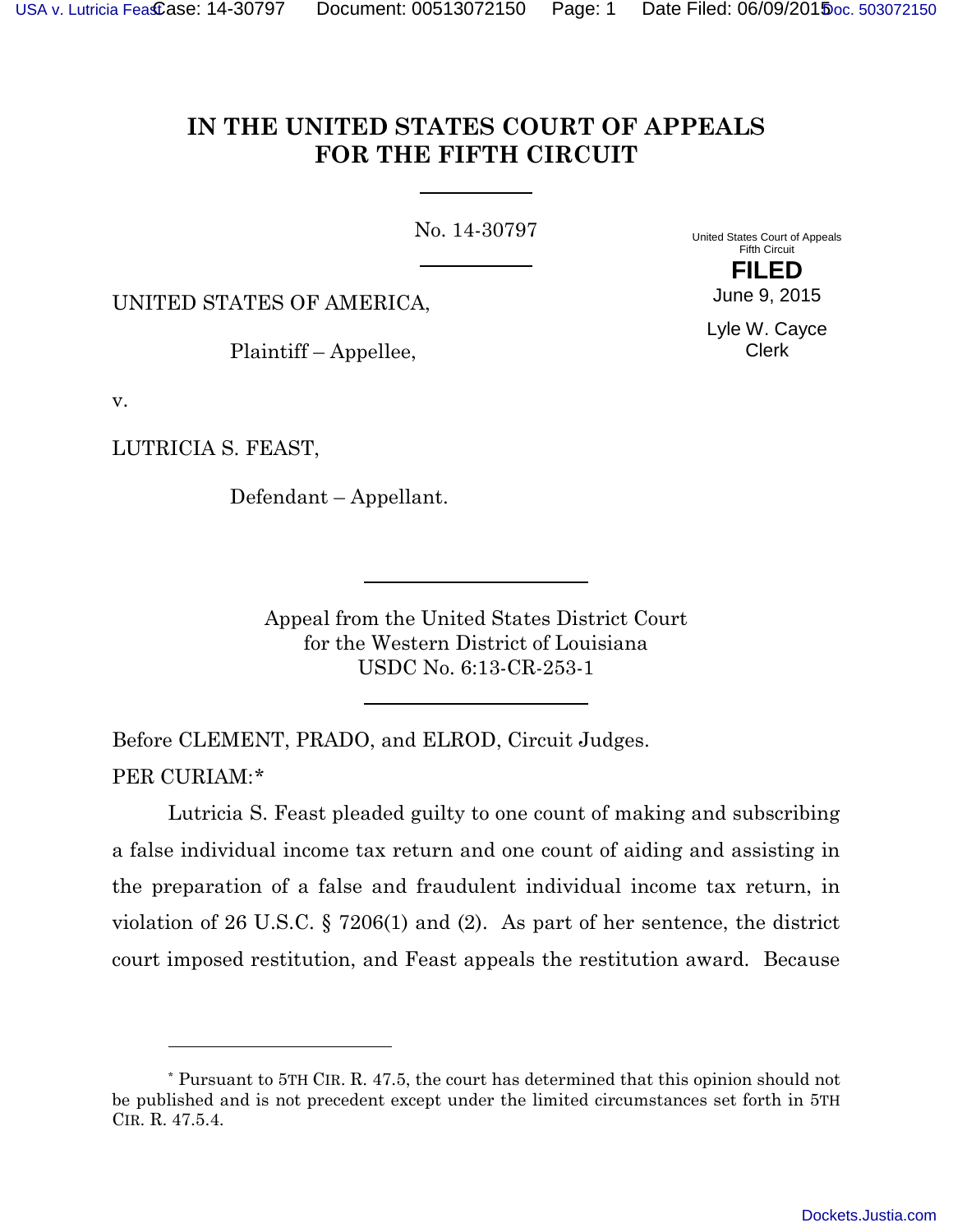# IN THE UNITED STATES COURT OF APPEALS FOR THE FIFTH CIRCUIT

No. 14-30797

United States Court of Appeals
Fifth Circuit

**FILED**

June 9, 2015

Lyle W. Cayce
Clerk

UNITED STATES OF AMERICA,

Plaintiff – Appellee,

v.

LUTRICIA S. FEAST,

Defendant – Appellant.

Appeal from the United States District Court
for the Western District of Louisiana
USDC No. 6:13-CR-253-1

Before CLEMENT, PRADO, and ELROD, Circuit Judges.

PER CURIAM:*

Lutricia S. Feast pleaded guilty to one count of making and subscribing a false individual income tax return and one count of aiding and assisting in the preparation of a false and fraudulent individual income tax return, in violation of 26 U.S.C. § 7206(1) and (2). As part of her sentence, the district court imposed restitution, and Feast appeals the restitution award. Because

---

* Pursuant to 5TH CIR. R. 47.5, the court has determined that this opinion should not be published and is not precedent except under the limited circumstances set forth in 5TH CIR. R. 47.5.4.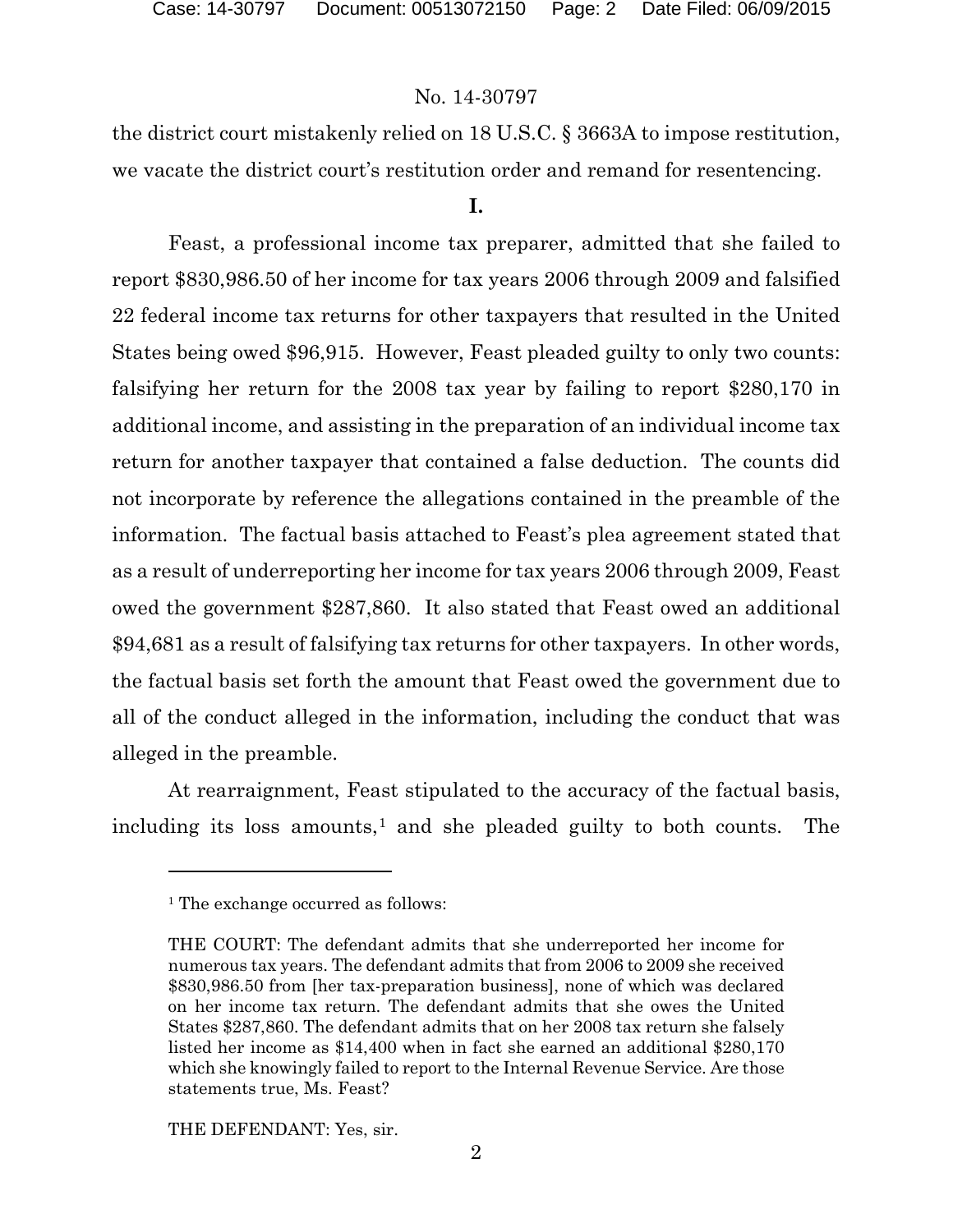No. 14-30797

the district court mistakenly relied on 18 U.S.C. § 3663A to impose restitution, we vacate the district court's restitution order and remand for resentencing.

**I.**

Feast, a professional income tax preparer, admitted that she failed to report $830,986.50 of her income for tax years 2006 through 2009 and falsified 22 federal income tax returns for other taxpayers that resulted in the United States being owed $96,915. However, Feast pleaded guilty to only two counts: falsifying her return for the 2008 tax year by failing to report $280,170 in additional income, and assisting in the preparation of an individual income tax return for another taxpayer that contained a false deduction. The counts did not incorporate by reference the allegations contained in the preamble of the information. The factual basis attached to Feast's plea agreement stated that as a result of underreporting her income for tax years 2006 through 2009, Feast owed the government $287,860. It also stated that Feast owed an additional $94,681 as a result of falsifying tax returns for other taxpayers. In other words, the factual basis set forth the amount that Feast owed the government due to all of the conduct alleged in the information, including the conduct that was alleged in the preamble.

At rearraignment, Feast stipulated to the accuracy of the factual basis, including its loss amounts,[1] and she pleaded guilty to both counts. The

---

[1] The exchange occurred as follows:

THE COURT: The defendant admits that she underreported her income for numerous tax years. The defendant admits that from 2006 to 2009 she received $830,986.50 from [her tax-preparation business], none of which was declared on her income tax return. The defendant admits that she owes the United States $287,860. The defendant admits that on her 2008 tax return she falsely listed her income as $14,400 when in fact she earned an additional $280,170 which she knowingly failed to report to the Internal Revenue Service. Are those statements true, Ms. Feast?

THE DEFENDANT: Yes, sir.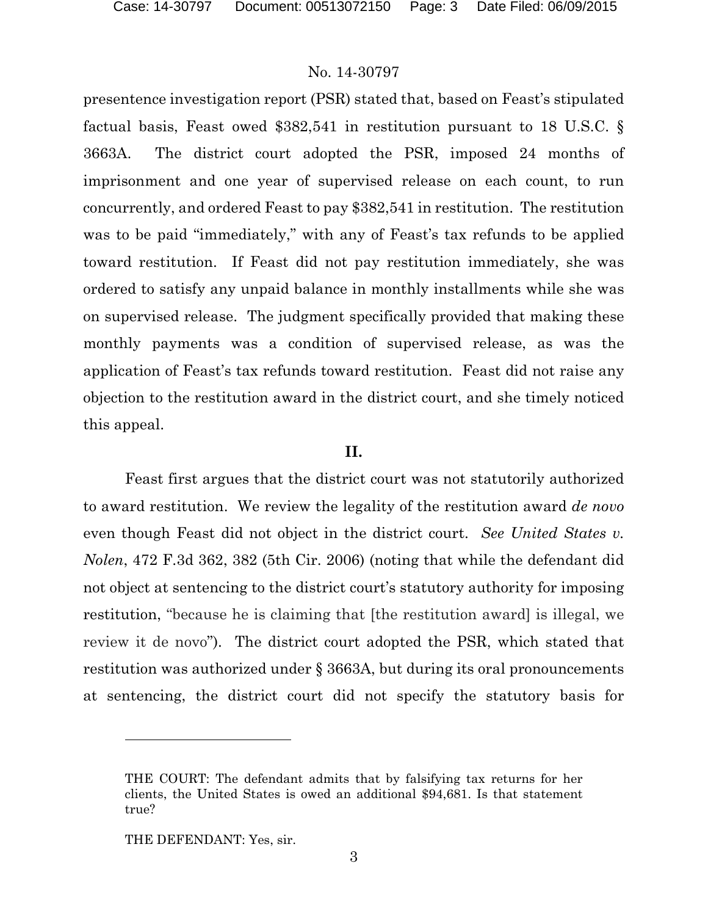presentence investigation report (PSR) stated that, based on Feast's stipulated factual basis, Feast owed $382,541 in restitution pursuant to 18 U.S.C. § 3663A. The district court adopted the PSR, imposed 24 months of imprisonment and one year of supervised release on each count, to run concurrently, and ordered Feast to pay $382,541 in restitution. The restitution was to be paid "immediately," with any of Feast's tax refunds to be applied toward restitution. If Feast did not pay restitution immediately, she was ordered to satisfy any unpaid balance in monthly installments while she was on supervised release. The judgment specifically provided that making these monthly payments was a condition of supervised release, as was the application of Feast's tax refunds toward restitution. Feast did not raise any objection to the restitution award in the district court, and she timely noticed this appeal.

## II.

Feast first argues that the district court was not statutorily authorized to award restitution. We review the legality of the restitution award *de novo* even though Feast did not object in the district court. *See United States v. Nolen*, 472 F.3d 362, 382 (5th Cir. 2006) (noting that while the defendant did not object at sentencing to the district court's statutory authority for imposing restitution, "because he is claiming that [the restitution award] is illegal, we review it de novo"). The district court adopted the PSR, which stated that restitution was authorized under § 3663A, but during its oral pronouncements at sentencing, the district court did not specify the statutory basis for

---

THE COURT: The defendant admits that by falsifying tax returns for her clients, the United States is owed an additional $94,681. Is that statement true?

THE DEFENDANT: Yes, sir.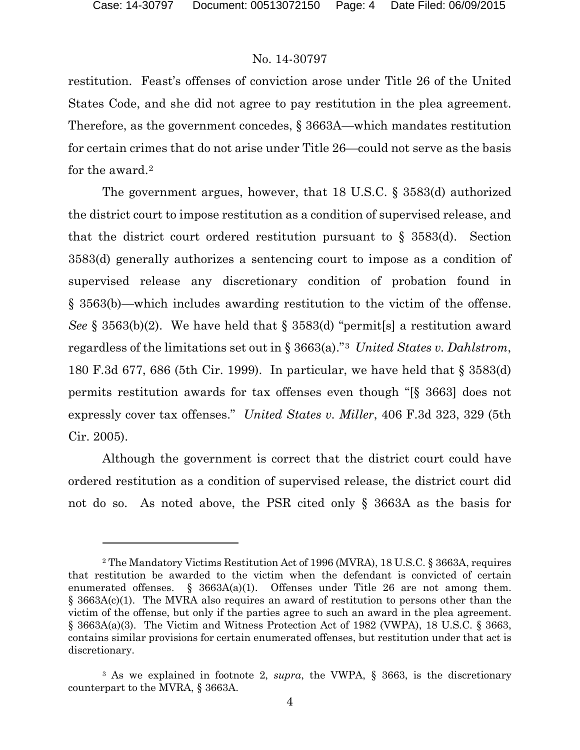restitution. Feast's offenses of conviction arose under Title 26 of the United States Code, and she did not agree to pay restitution in the plea agreement. Therefore, as the government concedes, § 3663A—which mandates restitution for certain crimes that do not arise under Title 26—could not serve as the basis for the award.[2]

The government argues, however, that 18 U.S.C. § 3583(d) authorized the district court to impose restitution as a condition of supervised release, and that the district court ordered restitution pursuant to § 3583(d). Section 3583(d) generally authorizes a sentencing court to impose as a condition of supervised release any discretionary condition of probation found in § 3563(b)—which includes awarding restitution to the victim of the offense. *See* § 3563(b)(2). We have held that § 3583(d) "permit[s] a restitution award regardless of the limitations set out in § 3663(a)."[3] *United States v. Dahlstrom*, 180 F.3d 677, 686 (5th Cir. 1999). In particular, we have held that § 3583(d) permits restitution awards for tax offenses even though "[§ 3663] does not expressly cover tax offenses." *United States v. Miller*, 406 F.3d 323, 329 (5th Cir. 2005).

Although the government is correct that the district court could have ordered restitution as a condition of supervised release, the district court did not do so. As noted above, the PSR cited only § 3663A as the basis for

---

[2] The Mandatory Victims Restitution Act of 1996 (MVRA), 18 U.S.C. § 3663A, requires that restitution be awarded to the victim when the defendant is convicted of certain enumerated offenses. § 3663A(a)(1). Offenses under Title 26 are not among them. § 3663A(c)(1). The MVRA also requires an award of restitution to persons other than the victim of the offense, but only if the parties agree to such an award in the plea agreement. § 3663A(a)(3). The Victim and Witness Protection Act of 1982 (VWPA), 18 U.S.C. § 3663, contains similar provisions for certain enumerated offenses, but restitution under that act is discretionary.

[3] As we explained in footnote 2, *supra*, the VWPA, § 3663, is the discretionary counterpart to the MVRA, § 3663A.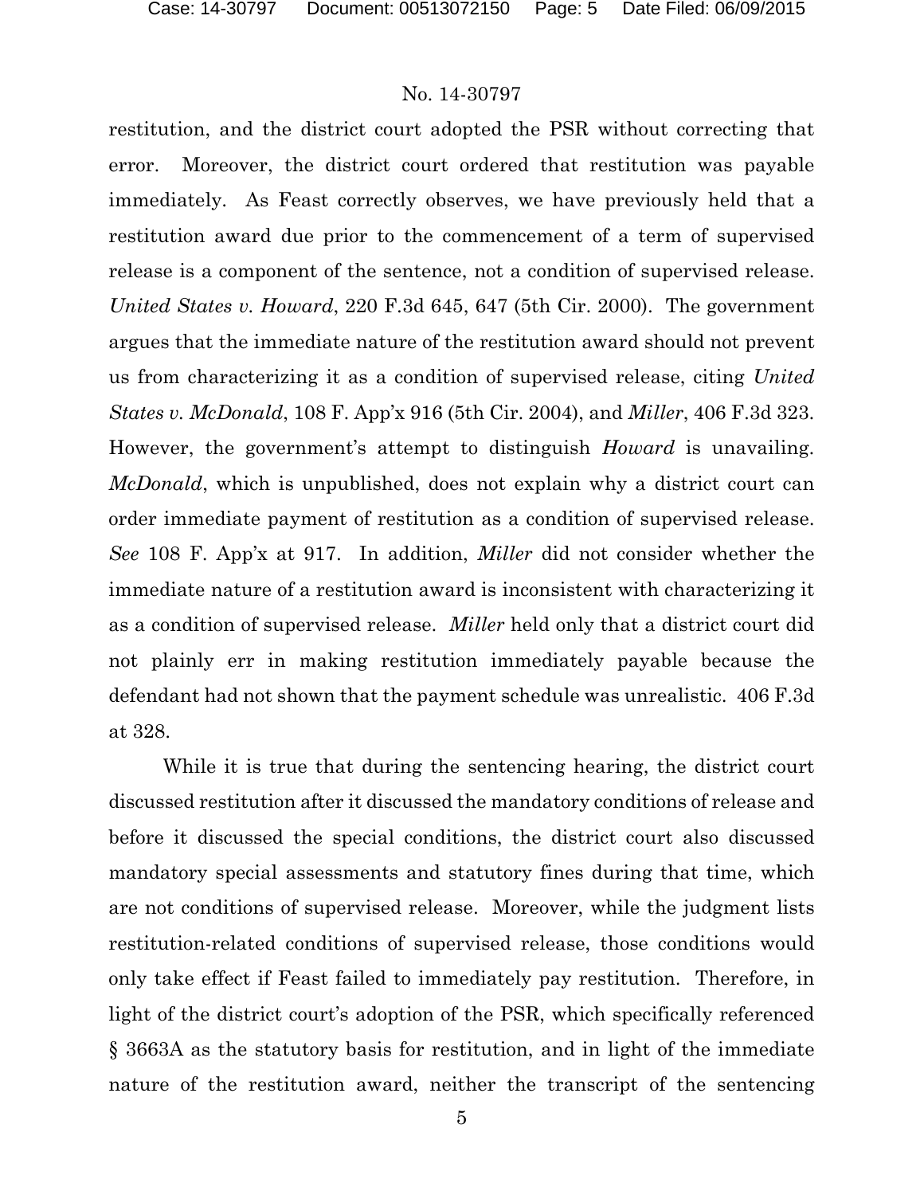restitution, and the district court adopted the PSR without correcting that error. Moreover, the district court ordered that restitution was payable immediately. As Feast correctly observes, we have previously held that a restitution award due prior to the commencement of a term of supervised release is a component of the sentence, not a condition of supervised release. *United States v. Howard*, 220 F.3d 645, 647 (5th Cir. 2000). The government argues that the immediate nature of the restitution award should not prevent us from characterizing it as a condition of supervised release, citing *United States v. McDonald*, 108 F. App'x 916 (5th Cir. 2004), and *Miller*, 406 F.3d 323. However, the government's attempt to distinguish *Howard* is unavailing. *McDonald*, which is unpublished, does not explain why a district court can order immediate payment of restitution as a condition of supervised release. *See* 108 F. App'x at 917. In addition, *Miller* did not consider whether the immediate nature of a restitution award is inconsistent with characterizing it as a condition of supervised release. *Miller* held only that a district court did not plainly err in making restitution immediately payable because the defendant had not shown that the payment schedule was unrealistic. 406 F.3d at 328.

While it is true that during the sentencing hearing, the district court discussed restitution after it discussed the mandatory conditions of release and before it discussed the special conditions, the district court also discussed mandatory special assessments and statutory fines during that time, which are not conditions of supervised release. Moreover, while the judgment lists restitution-related conditions of supervised release, those conditions would only take effect if Feast failed to immediately pay restitution. Therefore, in light of the district court's adoption of the PSR, which specifically referenced § 3663A as the statutory basis for restitution, and in light of the immediate nature of the restitution award, neither the transcript of the sentencing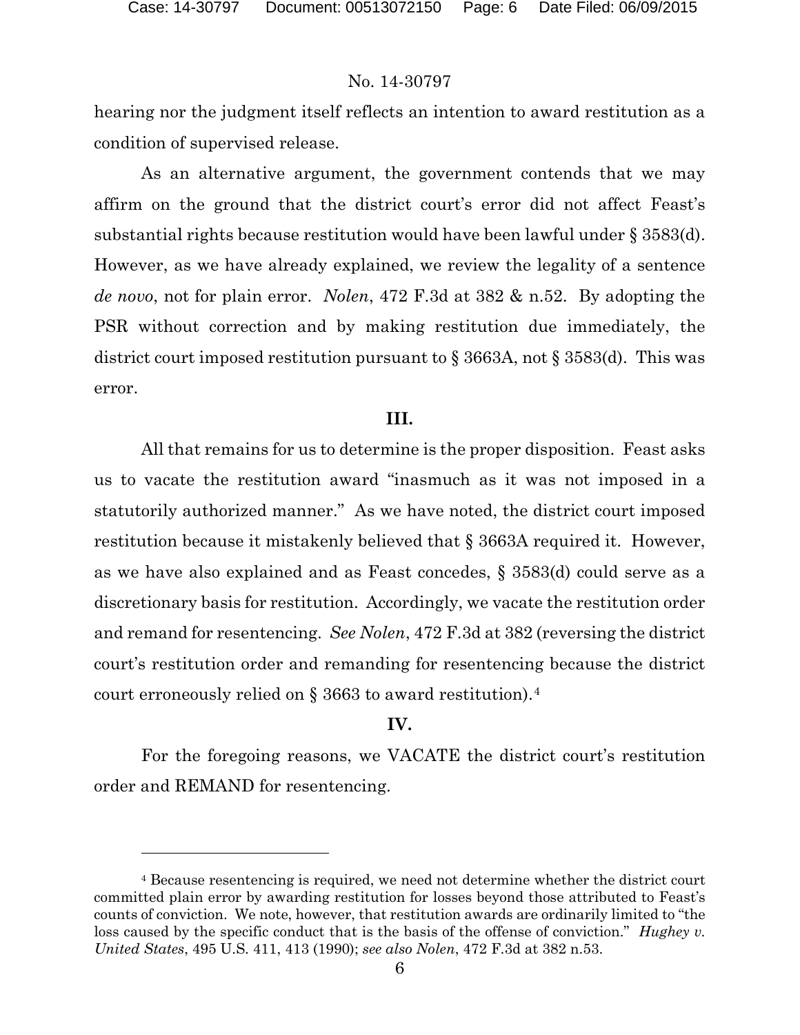hearing nor the judgment itself reflects an intention to award restitution as a condition of supervised release.

As an alternative argument, the government contends that we may affirm on the ground that the district court's error did not affect Feast's substantial rights because restitution would have been lawful under § 3583(d). However, as we have already explained, we review the legality of a sentence *de novo*, not for plain error. *Nolen*, 472 F.3d at 382 & n.52. By adopting the PSR without correction and by making restitution due immediately, the district court imposed restitution pursuant to § 3663A, not § 3583(d). This was error.

## III.

All that remains for us to determine is the proper disposition. Feast asks us to vacate the restitution award "inasmuch as it was not imposed in a statutorily authorized manner." As we have noted, the district court imposed restitution because it mistakenly believed that § 3663A required it. However, as we have also explained and as Feast concedes, § 3583(d) could serve as a discretionary basis for restitution. Accordingly, we vacate the restitution order and remand for resentencing. *See Nolen*, 472 F.3d at 382 (reversing the district court's restitution order and remanding for resentencing because the district court erroneously relied on § 3663 to award restitution).[4]

## IV.

For the foregoing reasons, we VACATE the district court's restitution order and REMAND for resentencing.

---

[4] Because resentencing is required, we need not determine whether the district court committed plain error by awarding restitution for losses beyond those attributed to Feast's counts of conviction. We note, however, that restitution awards are ordinarily limited to "the loss caused by the specific conduct that is the basis of the offense of conviction." *Hughey v. United States*, 495 U.S. 411, 413 (1990); *see also Nolen*, 472 F.3d at 382 n.53.